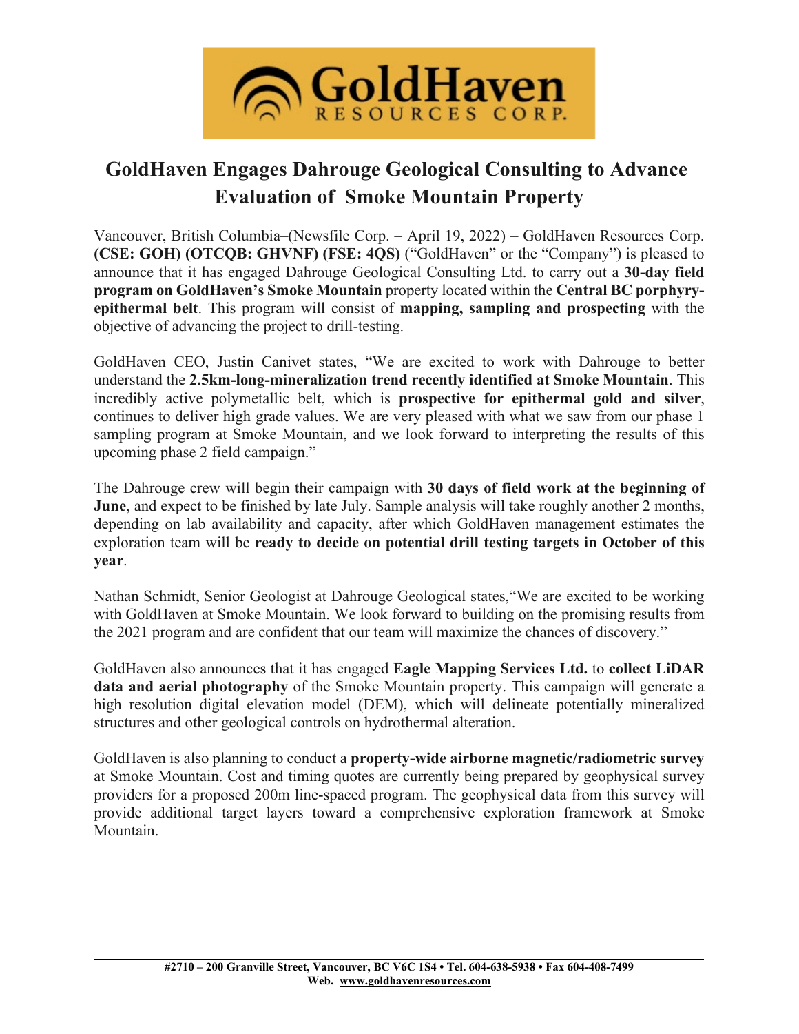# GoldHaven Engages Dahrouge Geological Consulting to Advance Evaluation of Smoke Mountain Property

Vancouver, British Columbia–(Newsfile Corp. – April 19, 2022) – GoldHaven Resources Corp. **(CSE: GOH) (OTCQB: GHVNF) (FSE: 4QS)** ("GoldHaven" or the "Company") is pleased to announce that it has engaged Dahrouge Geological Consulting Ltd. to carry out a **30-day field program on GoldHaven's Smoke Mountain** property located within the **Central BC porphyry-epithermal belt**. This program will consist of **mapping, sampling and prospecting** with the objective of advancing the project to drill-testing.

GoldHaven CEO, Justin Canivet states, "We are excited to work with Dahrouge to better understand the **2.5km-long-mineralization trend recently identified at Smoke Mountain**. This incredibly active polymetallic belt, which is **prospective for epithermal gold and silver**, continues to deliver high grade values. We are very pleased with what we saw from our phase 1 sampling program at Smoke Mountain, and we look forward to interpreting the results of this upcoming phase 2 field campaign."

The Dahrouge crew will begin their campaign with **30 days of field work at the beginning of June**, and expect to be finished by late July. Sample analysis will take roughly another 2 months, depending on lab availability and capacity, after which GoldHaven management estimates the exploration team will be **ready to decide on potential drill testing targets in October of this year**.

Nathan Schmidt, Senior Geologist at Dahrouge Geological states,"We are excited to be working with GoldHaven at Smoke Mountain. We look forward to building on the promising results from the 2021 program and are confident that our team will maximize the chances of discovery."

GoldHaven also announces that it has engaged **Eagle Mapping Services Ltd.** to **collect LiDAR data and aerial photography** of the Smoke Mountain property. This campaign will generate a high resolution digital elevation model (DEM), which will delineate potentially mineralized structures and other geological controls on hydrothermal alteration.

GoldHaven is also planning to conduct a **property-wide airborne magnetic/radiometric survey** at Smoke Mountain. Cost and timing quotes are currently being prepared by geophysical survey providers for a proposed 200m line-spaced program. The geophysical data from this survey will provide additional target layers toward a comprehensive exploration framework at Smoke Mountain.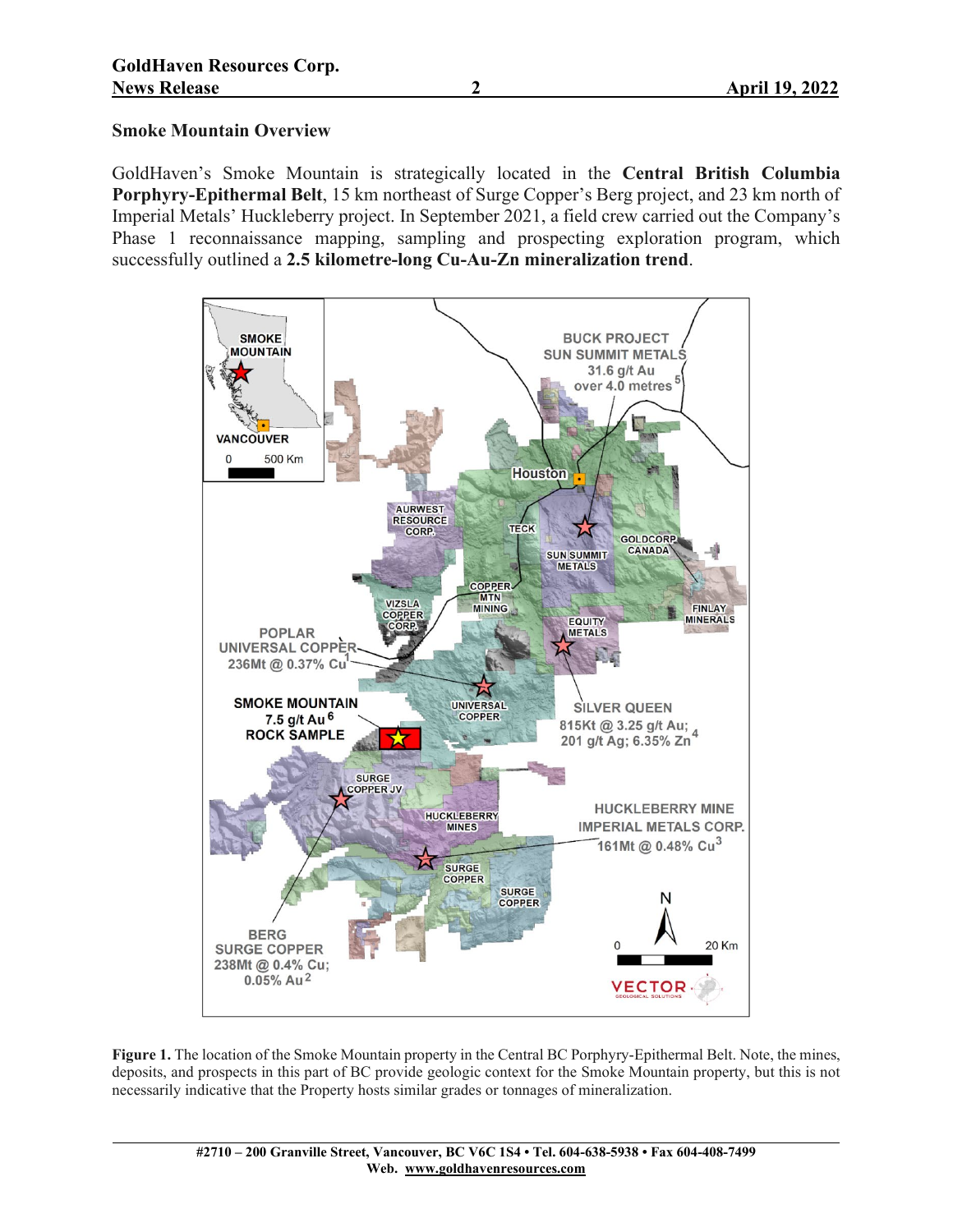## Smoke Mountain Overview

GoldHaven's Smoke Mountain is strategically located in the **Central British Columbia Porphyry-Epithermal Belt**, 15 km northeast of Surge Copper's Berg project, and 23 km north of Imperial Metals' Huckleberry project. In September 2021, a field crew carried out the Company's Phase 1 reconnaissance mapping, sampling and prospecting exploration program, which successfully outlined a **2.5 kilometre-long Cu-Au-Zn mineralization trend**.

**Figure 1.** The location of the Smoke Mountain property in the Central BC Porphyry-Epithermal Belt. Note, the mines, deposits, and prospects in this part of BC provide geologic context for the Smoke Mountain property, but this is not necessarily indicative that the Property hosts similar grades or tonnages of mineralization.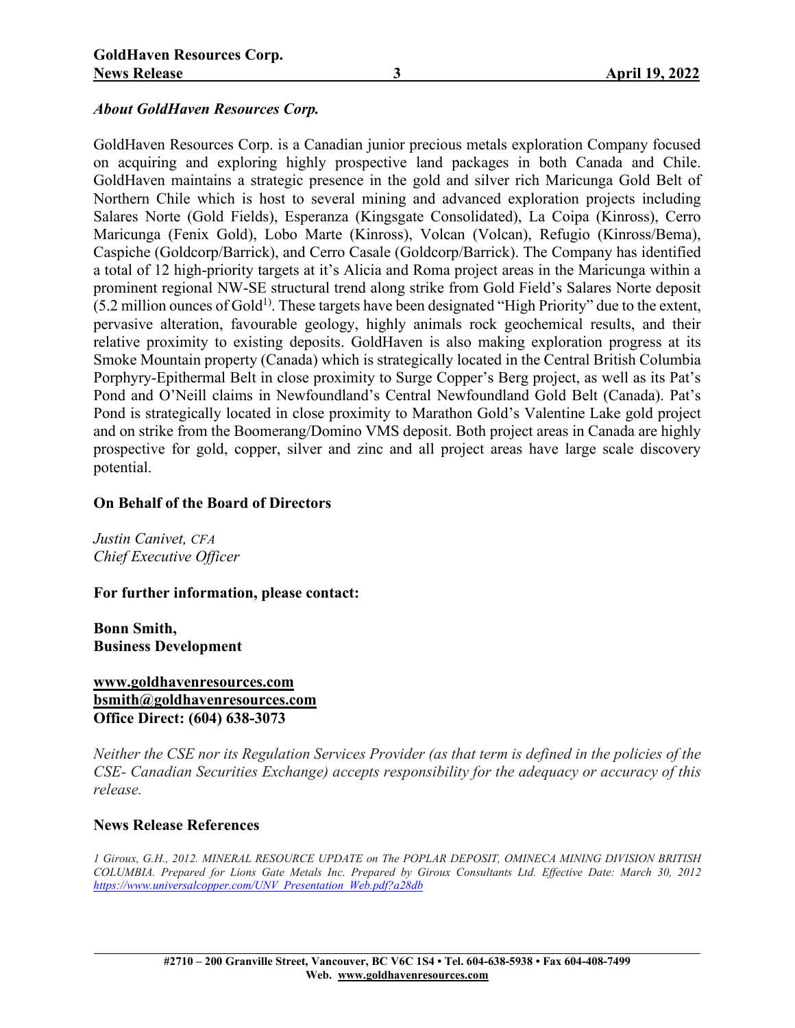*About GoldHaven Resources Corp.*

GoldHaven Resources Corp. is a Canadian junior precious metals exploration Company focused on acquiring and exploring highly prospective land packages in both Canada and Chile. GoldHaven maintains a strategic presence in the gold and silver rich Maricunga Gold Belt of Northern Chile which is host to several mining and advanced exploration projects including Salares Norte (Gold Fields), Esperanza (Kingsgate Consolidated), La Coipa (Kinross), Cerro Maricunga (Fenix Gold), Lobo Marte (Kinross), Volcan (Volcan), Refugio (Kinross/Bema), Caspiche (Goldcorp/Barrick), and Cerro Casale (Goldcorp/Barrick). The Company has identified a total of 12 high-priority targets at it's Alicia and Roma project areas in the Maricunga within a prominent regional NW-SE structural trend along strike from Gold Field's Salares Norte deposit (5.2 million ounces of Gold[1)]. These targets have been designated "High Priority" due to the extent, pervasive alteration, favourable geology, highly animals rock geochemical results, and their relative proximity to existing deposits. GoldHaven is also making exploration progress at its Smoke Mountain property (Canada) which is strategically located in the Central British Columbia Porphyry-Epithermal Belt in close proximity to Surge Copper's Berg project, as well as its Pat's Pond and O'Neill claims in Newfoundland's Central Newfoundland Gold Belt (Canada). Pat's Pond is strategically located in close proximity to Marathon Gold's Valentine Lake gold project and on strike from the Boomerang/Domino VMS deposit. Both project areas in Canada are highly prospective for gold, copper, silver and zinc and all project areas have large scale discovery potential.

**On Behalf of the Board of Directors**

*Justin Canivet, CFA*
*Chief Executive Officer*

**For further information, please contact:**

**Bonn Smith,**
**Business Development**

**www.goldhavenresources.com**
**bsmith@goldhavenresources.com**
**Office Direct: (604) 638-3073**

*Neither the CSE nor its Regulation Services Provider (as that term is defined in the policies of the CSE- Canadian Securities Exchange) accepts responsibility for the adequacy or accuracy of this release.*

**News Release References**

*1 Giroux, G.H., 2012. MINERAL RESOURCE UPDATE on The POPLAR DEPOSIT, OMINECA MINING DIVISION BRITISH COLUMBIA. Prepared for Lions Gate Metals Inc. Prepared by Giroux Consultants Ltd. Effective Date: March 30, 2012 https://www.universalcopper.com/UNV_Presentation_Web.pdf?a28db*

#2710 – 200 Granville Street, Vancouver, BC V6C 1S4 • Tel. 604-638-5938 • Fax 604-408-7499
Web. www.goldhavenresources.com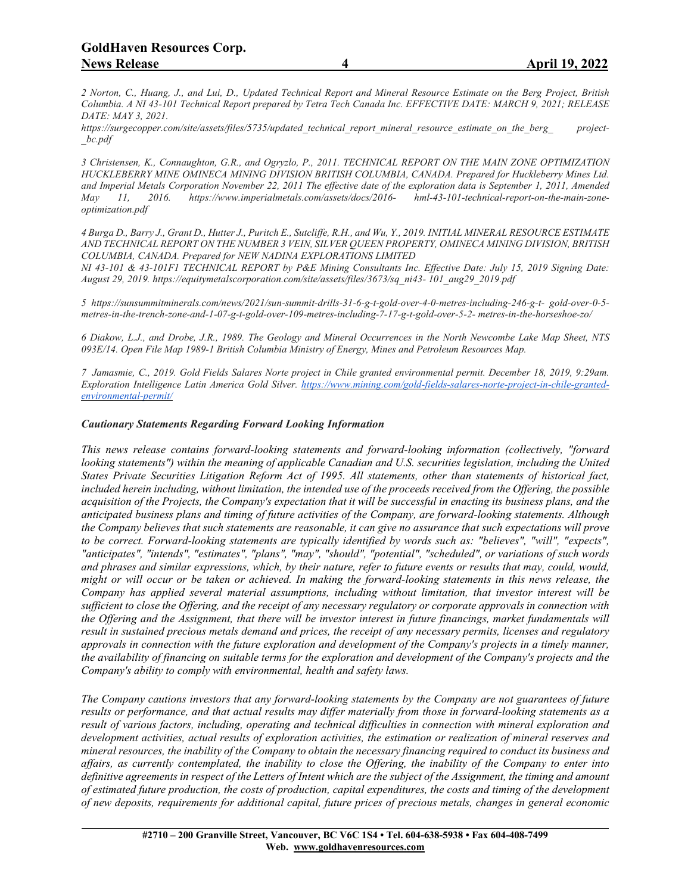*2 Norton, C., Huang, J., and Lui, D., Updated Technical Report and Mineral Resource Estimate on the Berg Project, British Columbia. A NI 43-101 Technical Report prepared by Tetra Tech Canada Inc. EFFECTIVE DATE: MARCH 9, 2021; RELEASE DATE: MAY 3, 2021.*
*https://surgecopper.com/site/assets/files/5735/updated_technical_report_mineral_resource_estimate_on_the_berg_ project-_bc.pdf*

*3 Christensen, K., Connaughton, G.R., and Ogryzlo, P., 2011. TECHNICAL REPORT ON THE MAIN ZONE OPTIMIZATION HUCKLEBERRY MINE OMINECA MINING DIVISION BRITISH COLUMBIA, CANADA. Prepared for Huckleberry Mines Ltd. and Imperial Metals Corporation November 22, 2011 The effective date of the exploration data is September 1, 2011, Amended May 11, 2016. https://www.imperialmetals.com/assets/docs/2016- hml-43-101-technical-report-on-the-main-zone-optimization.pdf*

*4 Burga D., Barry J., Grant D., Hutter J., Puritch E., Sutcliffe, R.H., and Wu, Y., 2019. INITIAL MINERAL RESOURCE ESTIMATE AND TECHNICAL REPORT ON THE NUMBER 3 VEIN, SILVER QUEEN PROPERTY, OMINECA MINING DIVISION, BRITISH COLUMBIA, CANADA. Prepared for NEW NADINA EXPLORATIONS LIMITED*
*NI 43-101 & 43-101F1 TECHNICAL REPORT by P&E Mining Consultants Inc. Effective Date: July 15, 2019 Signing Date: August 29, 2019. https://equitymetalscorporation.com/site/assets/files/3673/sq_ni43- 101_aug29_2019.pdf*

*5 https://sunsummitminerals.com/news/2021/sun-summit-drills-31-6-g-t-gold-over-4-0-metres-including-246-g-t- gold-over-0-5-metres-in-the-trench-zone-and-1-07-g-t-gold-over-109-metres-including-7-17-g-t-gold-over-5-2- metres-in-the-horseshoe-zo/*

*6 Diakow, L.J., and Drobe, J.R., 1989. The Geology and Mineral Occurrences in the North Newcombe Lake Map Sheet, NTS 093E/14. Open File Map 1989-1 British Columbia Ministry of Energy, Mines and Petroleum Resources Map.*

*7 Jamasmie, C., 2019. Gold Fields Salares Norte project in Chile granted environmental permit. December 18, 2019, 9:29am. Exploration Intelligence Latin America Gold Silver. https://www.mining.com/gold-fields-salares-norte-project-in-chile-granted-environmental-permit/*

***Cautionary Statements Regarding Forward Looking Information***

*This news release contains forward-looking statements and forward-looking information (collectively, "forward looking statements") within the meaning of applicable Canadian and U.S. securities legislation, including the United States Private Securities Litigation Reform Act of 1995. All statements, other than statements of historical fact, included herein including, without limitation, the intended use of the proceeds received from the Offering, the possible acquisition of the Projects, the Company's expectation that it will be successful in enacting its business plans, and the anticipated business plans and timing of future activities of the Company, are forward-looking statements. Although the Company believes that such statements are reasonable, it can give no assurance that such expectations will prove to be correct. Forward-looking statements are typically identified by words such as: "believes", "will", "expects", "anticipates", "intends", "estimates", "plans", "may", "should", "potential", "scheduled", or variations of such words and phrases and similar expressions, which, by their nature, refer to future events or results that may, could, would, might or will occur or be taken or achieved. In making the forward-looking statements in this news release, the Company has applied several material assumptions, including without limitation, that investor interest will be sufficient to close the Offering, and the receipt of any necessary regulatory or corporate approvals in connection with the Offering and the Assignment, that there will be investor interest in future financings, market fundamentals will result in sustained precious metals demand and prices, the receipt of any necessary permits, licenses and regulatory approvals in connection with the future exploration and development of the Company's projects in a timely manner, the availability of financing on suitable terms for the exploration and development of the Company's projects and the Company's ability to comply with environmental, health and safety laws.*

*The Company cautions investors that any forward-looking statements by the Company are not guarantees of future results or performance, and that actual results may differ materially from those in forward-looking statements as a result of various factors, including, operating and technical difficulties in connection with mineral exploration and development activities, actual results of exploration activities, the estimation or realization of mineral reserves and mineral resources, the inability of the Company to obtain the necessary financing required to conduct its business and affairs, as currently contemplated, the inability to close the Offering, the inability of the Company to enter into definitive agreements in respect of the Letters of Intent which are the subject of the Assignment, the timing and amount of estimated future production, the costs of production, capital expenditures, the costs and timing of the development of new deposits, requirements for additional capital, future prices of precious metals, changes in general economic*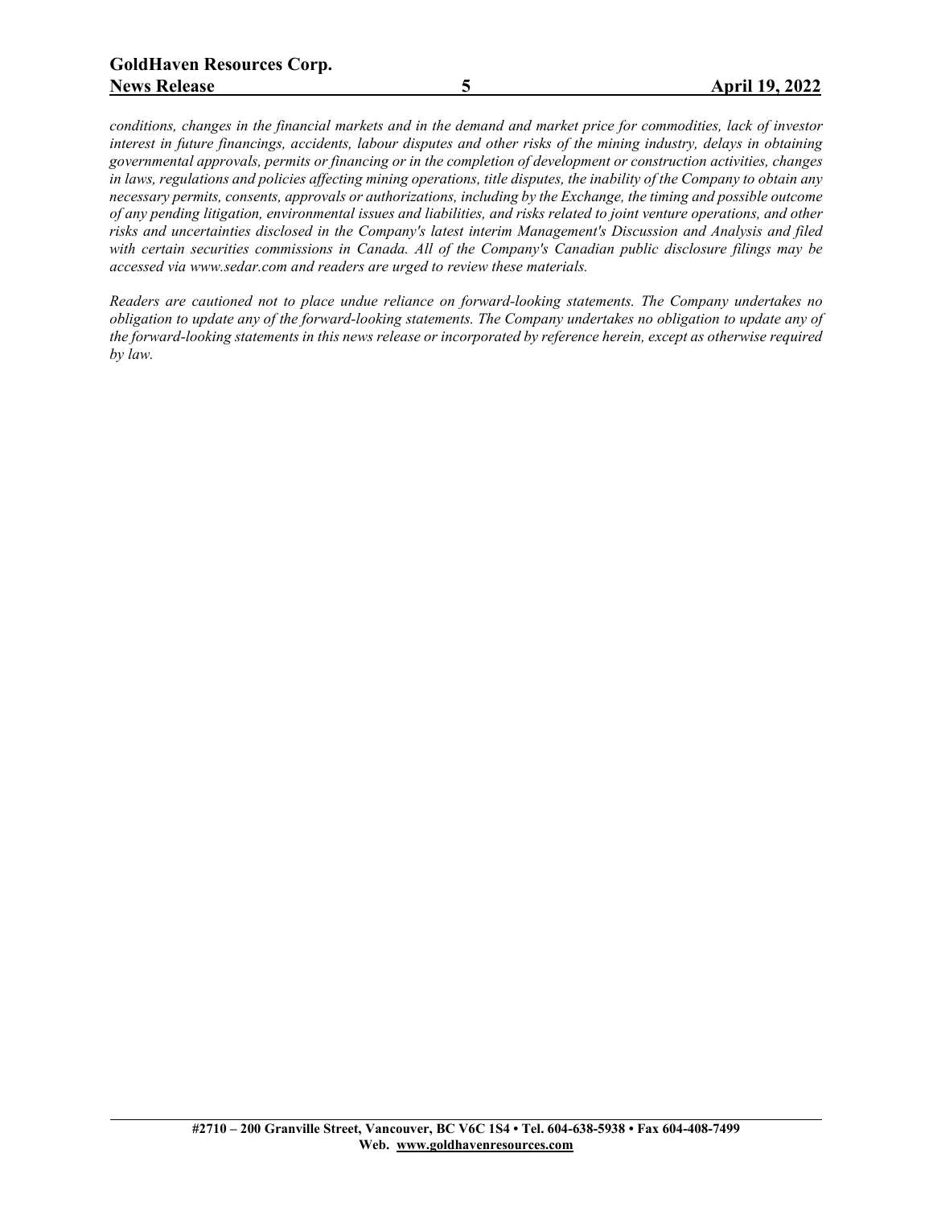*conditions, changes in the financial markets and in the demand and market price for commodities, lack of investor interest in future financings, accidents, labour disputes and other risks of the mining industry, delays in obtaining governmental approvals, permits or financing or in the completion of development or construction activities, changes in laws, regulations and policies affecting mining operations, title disputes, the inability of the Company to obtain any necessary permits, consents, approvals or authorizations, including by the Exchange, the timing and possible outcome of any pending litigation, environmental issues and liabilities, and risks related to joint venture operations, and other risks and uncertainties disclosed in the Company's latest interim Management's Discussion and Analysis and filed with certain securities commissions in Canada. All of the Company's Canadian public disclosure filings may be accessed via www.sedar.com and readers are urged to review these materials.*

*Readers are cautioned not to place undue reliance on forward-looking statements. The Company undertakes no obligation to update any of the forward-looking statements. The Company undertakes no obligation to update any of the forward-looking statements in this news release or incorporated by reference herein, except as otherwise required by law.*